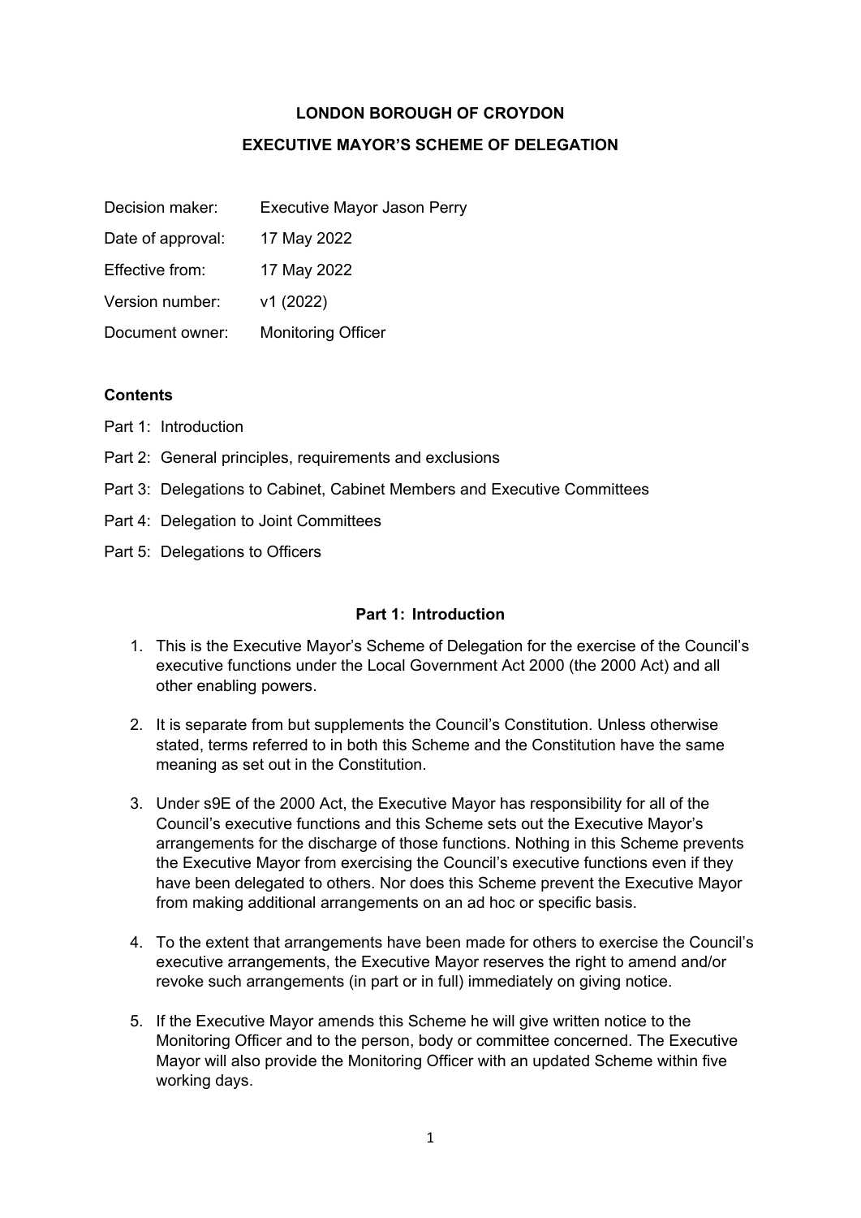# LONDON BOROUGH OF CROYDON

## EXECUTIVE MAYOR'S SCHEME OF DELEGATION

| | |
|---|---|
| Decision maker: | Executive Mayor Jason Perry |
| Date of approval: | 17 May 2022 |
| Effective from: | 17 May 2022 |
| Version number: | v1 (2022) |
| Document owner: | Monitoring Officer |

**Contents**

Part 1: Introduction

Part 2: General principles, requirements and exclusions

Part 3: Delegations to Cabinet, Cabinet Members and Executive Committees

Part 4: Delegation to Joint Committees

Part 5: Delegations to Officers

### Part 1: Introduction

1. This is the Executive Mayor's Scheme of Delegation for the exercise of the Council's executive functions under the Local Government Act 2000 (the 2000 Act) and all other enabling powers.

2. It is separate from but supplements the Council's Constitution. Unless otherwise stated, terms referred to in both this Scheme and the Constitution have the same meaning as set out in the Constitution.

3. Under s9E of the 2000 Act, the Executive Mayor has responsibility for all of the Council's executive functions and this Scheme sets out the Executive Mayor's arrangements for the discharge of those functions. Nothing in this Scheme prevents the Executive Mayor from exercising the Council's executive functions even if they have been delegated to others. Nor does this Scheme prevent the Executive Mayor from making additional arrangements on an ad hoc or specific basis.

4. To the extent that arrangements have been made for others to exercise the Council's executive arrangements, the Executive Mayor reserves the right to amend and/or revoke such arrangements (in part or in full) immediately on giving notice.

5. If the Executive Mayor amends this Scheme he will give written notice to the Monitoring Officer and to the person, body or committee concerned. The Executive Mayor will also provide the Monitoring Officer with an updated Scheme within five working days.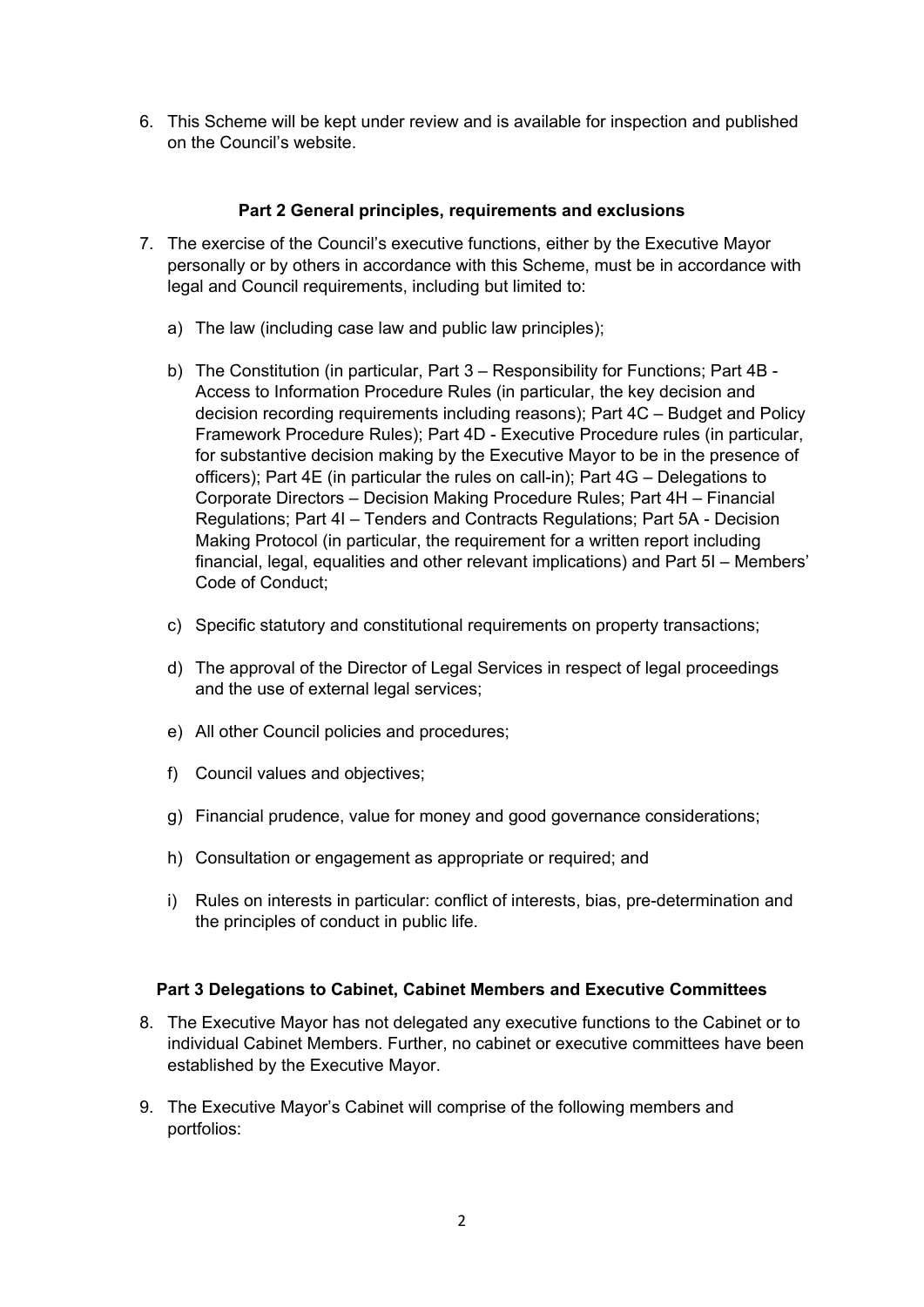6. This Scheme will be kept under review and is available for inspection and published on the Council's website.

## Part 2 General principles, requirements and exclusions

7. The exercise of the Council's executive functions, either by the Executive Mayor personally or by others in accordance with this Scheme, must be in accordance with legal and Council requirements, including but limited to:

   a) The law (including case law and public law principles);

   b) The Constitution (in particular, Part 3 – Responsibility for Functions; Part 4B - Access to Information Procedure Rules (in particular, the key decision and decision recording requirements including reasons); Part 4C – Budget and Policy Framework Procedure Rules); Part 4D - Executive Procedure rules (in particular, for substantive decision making by the Executive Mayor to be in the presence of officers); Part 4E (in particular the rules on call-in); Part 4G – Delegations to Corporate Directors – Decision Making Procedure Rules; Part 4H – Financial Regulations; Part 4I – Tenders and Contracts Regulations; Part 5A - Decision Making Protocol (in particular, the requirement for a written report including financial, legal, equalities and other relevant implications) and Part 5I – Members' Code of Conduct;

   c) Specific statutory and constitutional requirements on property transactions;

   d) The approval of the Director of Legal Services in respect of legal proceedings and the use of external legal services;

   e) All other Council policies and procedures;

   f) Council values and objectives;

   g) Financial prudence, value for money and good governance considerations;

   h) Consultation or engagement as appropriate or required; and

   i) Rules on interests in particular: conflict of interests, bias, pre-determination and the principles of conduct in public life.

## Part 3 Delegations to Cabinet, Cabinet Members and Executive Committees

8. The Executive Mayor has not delegated any executive functions to the Cabinet or to individual Cabinet Members. Further, no cabinet or executive committees have been established by the Executive Mayor.

9. The Executive Mayor's Cabinet will comprise of the following members and portfolios: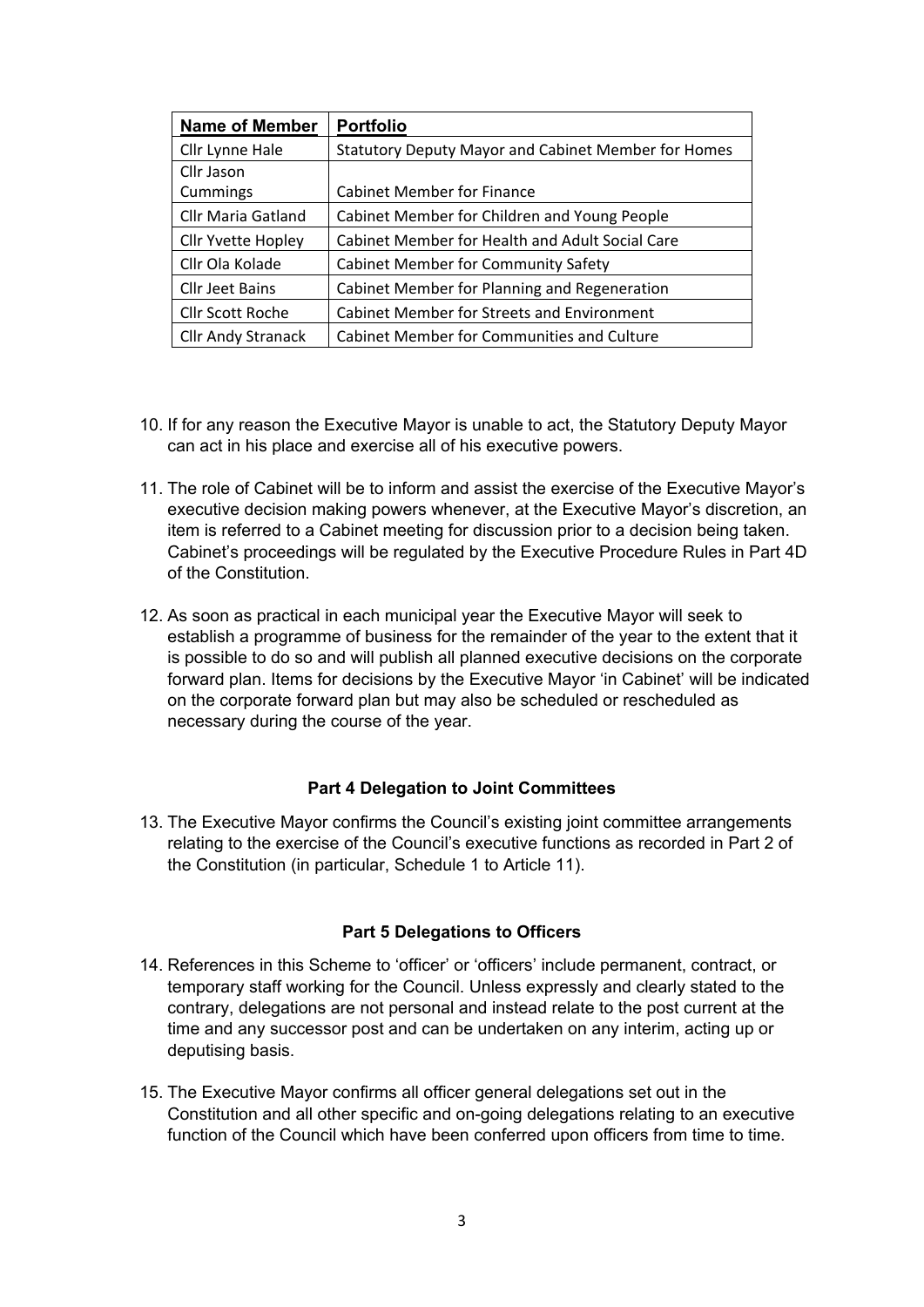| Name of Member | Portfolio |
|---|---|
| Cllr Lynne Hale | Statutory Deputy Mayor and Cabinet Member for Homes |
| Cllr Jason Cummings | Cabinet Member for Finance |
| Cllr Maria Gatland | Cabinet Member for Children and Young People |
| Cllr Yvette Hopley | Cabinet Member for Health and Adult Social Care |
| Cllr Ola Kolade | Cabinet Member for Community Safety |
| Cllr Jeet Bains | Cabinet Member for Planning and Regeneration |
| Cllr Scott Roche | Cabinet Member for Streets and Environment |
| Cllr Andy Stranack | Cabinet Member for Communities and Culture |

10. If for any reason the Executive Mayor is unable to act, the Statutory Deputy Mayor can act in his place and exercise all of his executive powers.

11. The role of Cabinet will be to inform and assist the exercise of the Executive Mayor's executive decision making powers whenever, at the Executive Mayor's discretion, an item is referred to a Cabinet meeting for discussion prior to a decision being taken. Cabinet's proceedings will be regulated by the Executive Procedure Rules in Part 4D of the Constitution.

12. As soon as practical in each municipal year the Executive Mayor will seek to establish a programme of business for the remainder of the year to the extent that it is possible to do so and will publish all planned executive decisions on the corporate forward plan. Items for decisions by the Executive Mayor 'in Cabinet' will be indicated on the corporate forward plan but may also be scheduled or rescheduled as necessary during the course of the year.

**Part 4 Delegation to Joint Committees**

13. The Executive Mayor confirms the Council's existing joint committee arrangements relating to the exercise of the Council's executive functions as recorded in Part 2 of the Constitution (in particular, Schedule 1 to Article 11).

**Part 5 Delegations to Officers**

14. References in this Scheme to 'officer' or 'officers' include permanent, contract, or temporary staff working for the Council. Unless expressly and clearly stated to the contrary, delegations are not personal and instead relate to the post current at the time and any successor post and can be undertaken on any interim, acting up or deputising basis.

15. The Executive Mayor confirms all officer general delegations set out in the Constitution and all other specific and on-going delegations relating to an executive function of the Council which have been conferred upon officers from time to time.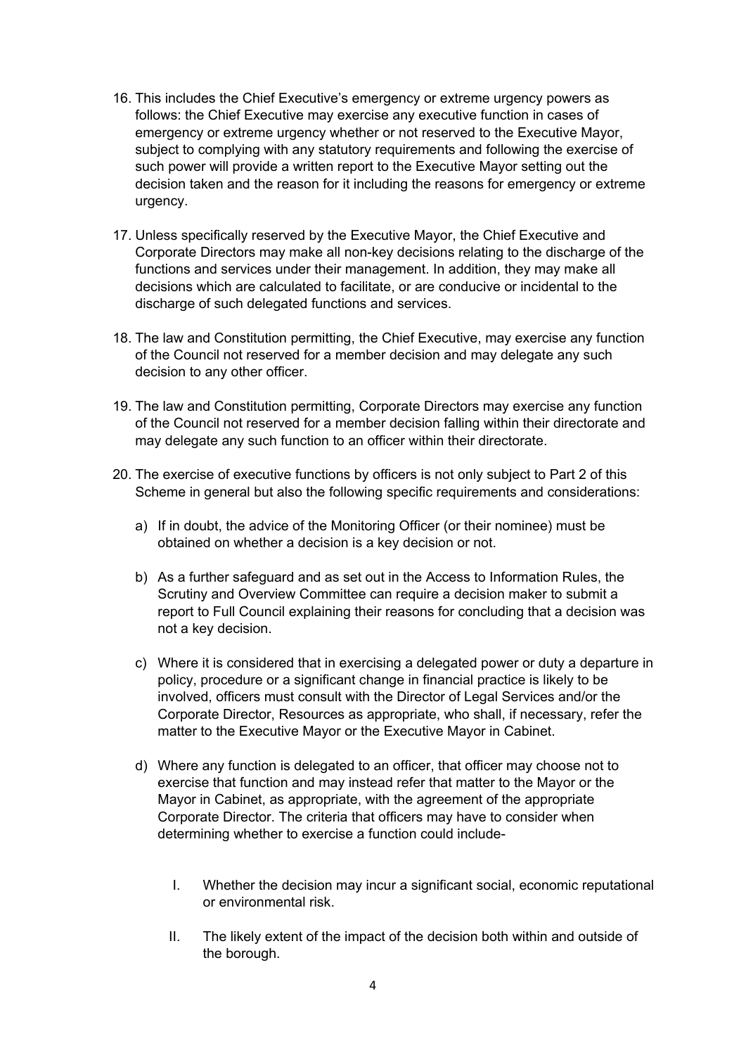16. This includes the Chief Executive's emergency or extreme urgency powers as follows: the Chief Executive may exercise any executive function in cases of emergency or extreme urgency whether or not reserved to the Executive Mayor, subject to complying with any statutory requirements and following the exercise of such power will provide a written report to the Executive Mayor setting out the decision taken and the reason for it including the reasons for emergency or extreme urgency.

17. Unless specifically reserved by the Executive Mayor, the Chief Executive and Corporate Directors may make all non-key decisions relating to the discharge of the functions and services under their management. In addition, they may make all decisions which are calculated to facilitate, or are conducive or incidental to the discharge of such delegated functions and services.

18. The law and Constitution permitting, the Chief Executive, may exercise any function of the Council not reserved for a member decision and may delegate any such decision to any other officer.

19. The law and Constitution permitting, Corporate Directors may exercise any function of the Council not reserved for a member decision falling within their directorate and may delegate any such function to an officer within their directorate.

20. The exercise of executive functions by officers is not only subject to Part 2 of this Scheme in general but also the following specific requirements and considerations:

    a) If in doubt, the advice of the Monitoring Officer (or their nominee) must be obtained on whether a decision is a key decision or not.

    b) As a further safeguard and as set out in the Access to Information Rules, the Scrutiny and Overview Committee can require a decision maker to submit a report to Full Council explaining their reasons for concluding that a decision was not a key decision.

    c) Where it is considered that in exercising a delegated power or duty a departure in policy, procedure or a significant change in financial practice is likely to be involved, officers must consult with the Director of Legal Services and/or the Corporate Director, Resources as appropriate, who shall, if necessary, refer the matter to the Executive Mayor or the Executive Mayor in Cabinet.

    d) Where any function is delegated to an officer, that officer may choose not to exercise that function and may instead refer that matter to the Mayor or the Mayor in Cabinet, as appropriate, with the agreement of the appropriate Corporate Director. The criteria that officers may have to consider when determining whether to exercise a function could include-

        I. Whether the decision may incur a significant social, economic reputational or environmental risk.

        II. The likely extent of the impact of the decision both within and outside of the borough.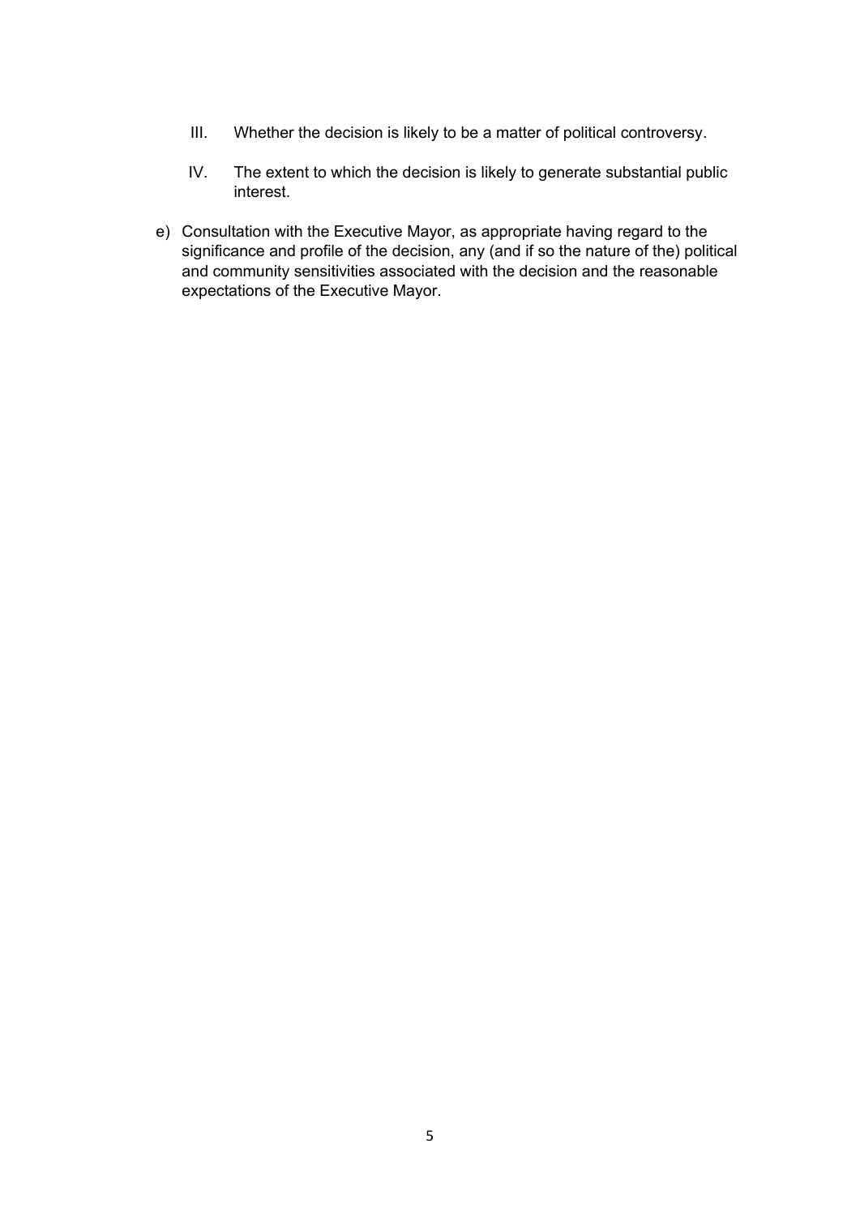III. Whether the decision is likely to be a matter of political controversy.

IV. The extent to which the decision is likely to generate substantial public interest.

e) Consultation with the Executive Mayor, as appropriate having regard to the significance and profile of the decision, any (and if so the nature of the) political and community sensitivities associated with the decision and the reasonable expectations of the Executive Mayor.